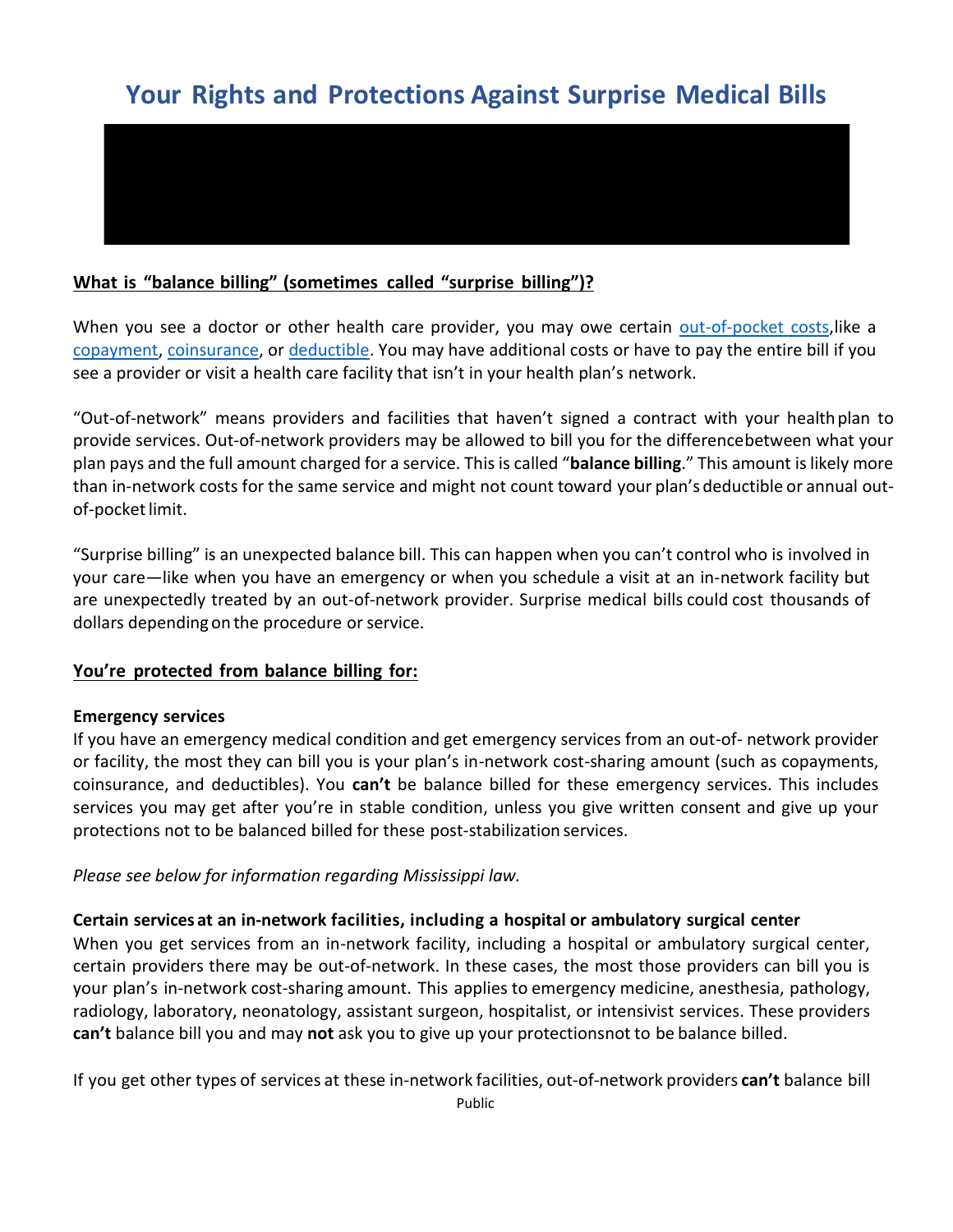# Your Rights and Protections Against Surprise Medical Bills

**What is "balance billing" (sometimes called "surprise billing")?**

When you see a doctor or other health care provider, you may owe certain out-of-pocket costs, like a copayment, coinsurance, or deductible. You may have additional costs or have to pay the entire bill if you see a provider or visit a health care facility that isn't in your health plan's network.

"Out-of-network" means providers and facilities that haven't signed a contract with your health plan to provide services. Out-of-network providers may be allowed to bill you for the difference between what your plan pays and the full amount charged for a service. This is called "**balance billing**." This amount is likely more than in-network costs for the same service and might not count toward your plan's deductible or annual out-of-pocket limit.

"Surprise billing" is an unexpected balance bill. This can happen when you can't control who is involved in your care—like when you have an emergency or when you schedule a visit at an in-network facility but are unexpectedly treated by an out-of-network provider. Surprise medical bills could cost thousands of dollars depending on the procedure or service.

**You're protected from balance billing for:**

**Emergency services**

If you have an emergency medical condition and get emergency services from an out-of- network provider or facility, the most they can bill you is your plan's in-network cost-sharing amount (such as copayments, coinsurance, and deductibles). You **can't** be balance billed for these emergency services. This includes services you may get after you're in stable condition, unless you give written consent and give up your protections not to be balanced billed for these post-stabilization services.

*Please see below for information regarding Mississippi law.*

**Certain services at an in-network facilities, including a hospital or ambulatory surgical center**

When you get services from an in-network facility, including a hospital or ambulatory surgical center, certain providers there may be out-of-network. In these cases, the most those providers can bill you is your plan's in-network cost-sharing amount. This applies to emergency medicine, anesthesia, pathology, radiology, laboratory, neonatology, assistant surgeon, hospitalist, or intensivist services. These providers **can't** balance bill you and may **not** ask you to give up your protections not to be balance billed.

If you get other types of services at these in-network facilities, out-of-network providers **can't** balance bill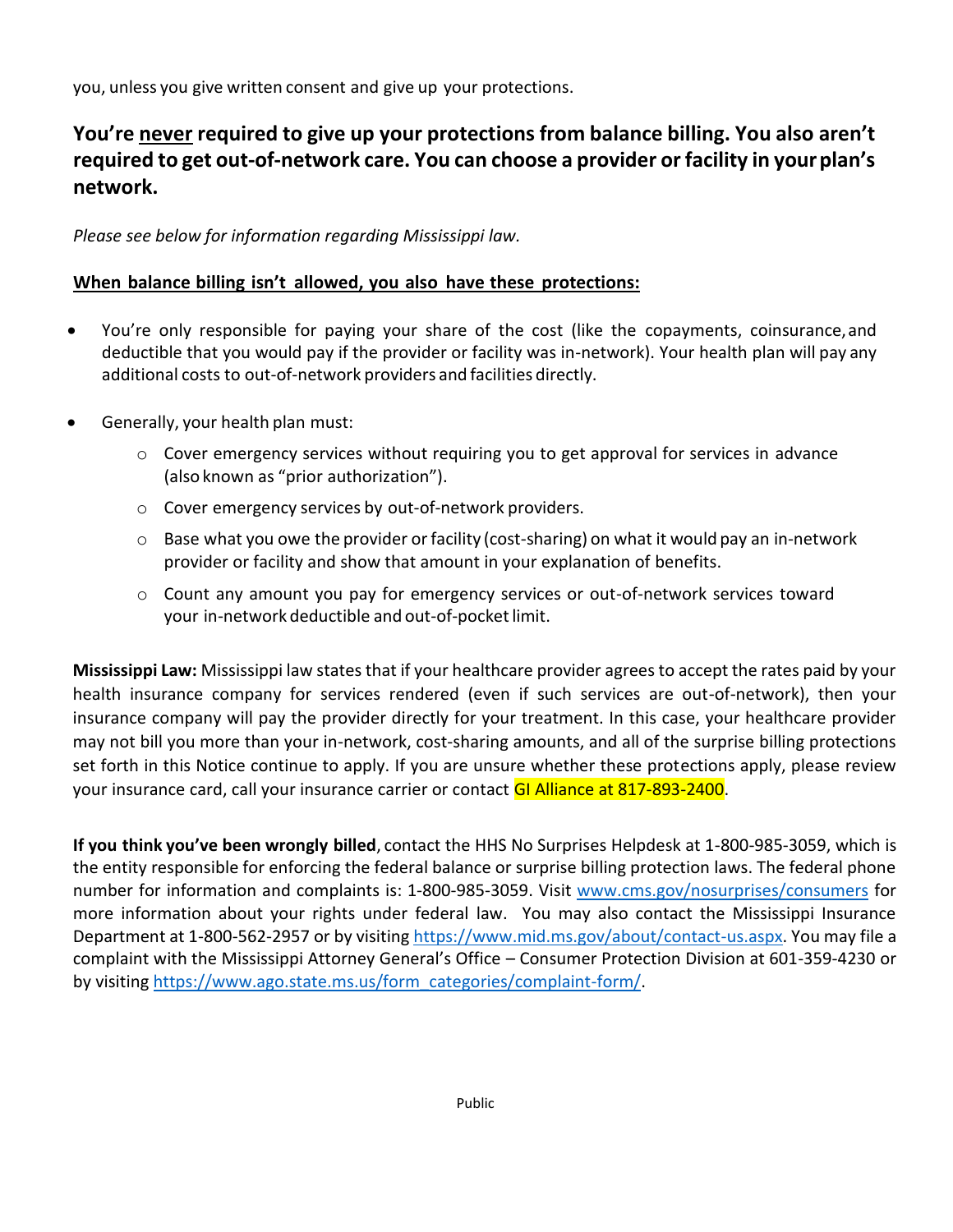you, unless you give written consent and give up your protections.

## You're <u>never</u> required to give up your protections from balance billing. You also aren't required to get out-of-network care. You can choose a provider or facility in your plan's network.

*Please see below for information regarding Mississippi law.*

**<u>When balance billing isn't allowed, you also have these protections:</u>**

- You're only responsible for paying your share of the cost (like the copayments, coinsurance, and deductible that you would pay if the provider or facility was in-network). Your health plan will pay any additional costs to out-of-network providers and facilities directly.
- Generally, your health plan must:
  - Cover emergency services without requiring you to get approval for services in advance (also known as "prior authorization").
  - Cover emergency services by out-of-network providers.
  - Base what you owe the provider or facility (cost-sharing) on what it would pay an in-network provider or facility and show that amount in your explanation of benefits.
  - Count any amount you pay for emergency services or out-of-network services toward your in-network deductible and out-of-pocket limit.

**Mississippi Law:** Mississippi law states that if your healthcare provider agrees to accept the rates paid by your health insurance company for services rendered (even if such services are out-of-network), then your insurance company will pay the provider directly for your treatment. In this case, your healthcare provider may not bill you more than your in-network, cost-sharing amounts, and all of the surprise billing protections set forth in this Notice continue to apply. If you are unsure whether these protections apply, please review your insurance card, call your insurance carrier or contact GI Alliance at 817-893-2400.

**If you think you've been wrongly billed**, contact the HHS No Surprises Helpdesk at 1-800-985-3059, which is the entity responsible for enforcing the federal balance or surprise billing protection laws. The federal phone number for information and complaints is: 1-800-985-3059. Visit [www.cms.gov/nosurprises/consumers](www.cms.gov/nosurprises/consumers) for more information about your rights under federal law. You may also contact the Mississippi Insurance Department at 1-800-562-2957 or by visiting [https://www.mid.ms.gov/about/contact-us.aspx](https://www.mid.ms.gov/about/contact-us.aspx). You may file a complaint with the Mississippi Attorney General's Office – Consumer Protection Division at 601-359-4230 or by visiting [https://www.ago.state.ms.us/form_categories/complaint-form/](https://www.ago.state.ms.us/form_categories/complaint-form/).